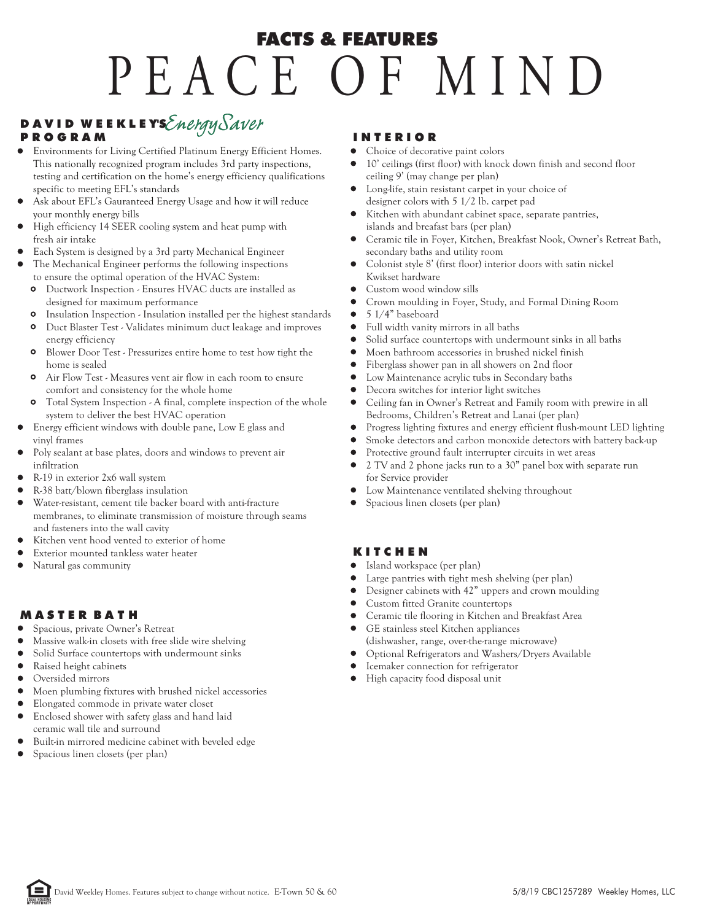# FACTS & FEATURES

# PEACE OF MIND

## DAVID WEEKLEY'S *EnergySaver* PROGRAM

- Environments for Living Certified Platinum Energy Efficient Homes. This nationally recognized program includes 3rd party inspections, testing and certification on the home's energy efficiency qualifications specific to meeting EFL's standards
- Ask about EFL's Gauranteed Energy Usage and how it will reduce your monthly energy bills
- High efficiency 14 SEER cooling system and heat pump with fresh air intake
- Each System is designed by a 3rd party Mechanical Engineer
- The Mechanical Engineer performs the following inspections to ensure the optimal operation of the HVAC System:
  - Ductwork Inspection - Ensures HVAC ducts are installed as designed for maximum performance
  - Insulation Inspection - Insulation installed per the highest standards
  - Duct Blaster Test - Validates minimum duct leakage and improves energy efficiency
  - Blower Door Test - Pressurizes entire home to test how tight the home is sealed
  - Air Flow Test - Measures vent air flow in each room to ensure comfort and consistency for the whole home
  - Total System Inspection - A final, complete inspection of the whole system to deliver the best HVAC operation
- Energy efficient windows with double pane, Low E glass and vinyl frames
- Poly sealant at base plates, doors and windows to prevent air infiltration
- R-19 in exterior 2x6 wall system
- R-38 batt/blown fiberglass insulation
- Water-resistant, cement tile backer board with anti-fracture membranes, to eliminate transmission of moisture through seams and fasteners into the wall cavity
- Kitchen vent hood vented to exterior of home
- Exterior mounted tankless water heater
- Natural gas community

## MASTER BATH

- Spacious, private Owner's Retreat
- Massive walk-in closets with free slide wire shelving
- Solid Surface countertops with undermount sinks
- Raised height cabinets
- Oversided mirrors
- Moen plumbing fixtures with brushed nickel accessories
- Elongated commode in private water closet
- Enclosed shower with safety glass and hand laid ceramic wall tile and surround
- Built-in mirrored medicine cabinet with beveled edge
- Spacious linen closets (per plan)

## INTERIOR

- Choice of decorative paint colors
- 10' ceilings (first floor) with knock down finish and second floor ceiling 9' (may change per plan)
- Long-life, stain resistant carpet in your choice of designer colors with 5 1/2 lb. carpet pad
- Kitchen with abundant cabinet space, separate pantries, islands and breafast bars (per plan)
- Ceramic tile in Foyer, Kitchen, Breakfast Nook, Owner's Retreat Bath, secondary baths and utility room
- Colonist style 8' (first floor) interior doors with satin nickel Kwikset hardware
- Custom wood window sills
- Crown moulding in Foyer, Study, and Formal Dining Room
- 5 1/4" baseboard
- Full width vanity mirrors in all baths
- Solid surface countertops with undermount sinks in all baths
- Moen bathroom accessories in brushed nickel finish
- Fiberglass shower pan in all showers on 2nd floor
- Low Maintenance acrylic tubs in Secondary baths
- Decora switches for interior light switches
- Ceiling fan in Owner's Retreat and Family room with prewire in all Bedrooms, Children's Retreat and Lanai (per plan)
- Progress lighting fixtures and energy efficient flush-mount LED lighting
- Smoke detectors and carbon monoxide detectors with battery back-up
- Protective ground fault interrupter circuits in wet areas
- 2 TV and 2 phone jacks run to a 30" panel box with separate run for Service provider
- Low Maintenance ventilated shelving throughout
- Spacious linen closets (per plan)

## KITCHEN

- Island workspace (per plan)
- Large pantries with tight mesh shelving (per plan)
- Designer cabinets with 42" uppers and crown moulding
- Custom fitted Granite countertops
- Ceramic tile flooring in Kitchen and Breakfast Area
- GE stainless steel Kitchen appliances (dishwasher, range, over-the-range microwave)
- Optional Refrigerators and Washers/Dryers Available
- Icemaker connection for refrigerator
- High capacity food disposal unit

David Weekley Homes. Features subject to change without notice. E-Town 50 & 60 — 5/8/19 CBC1257289 Weekley Homes, LLC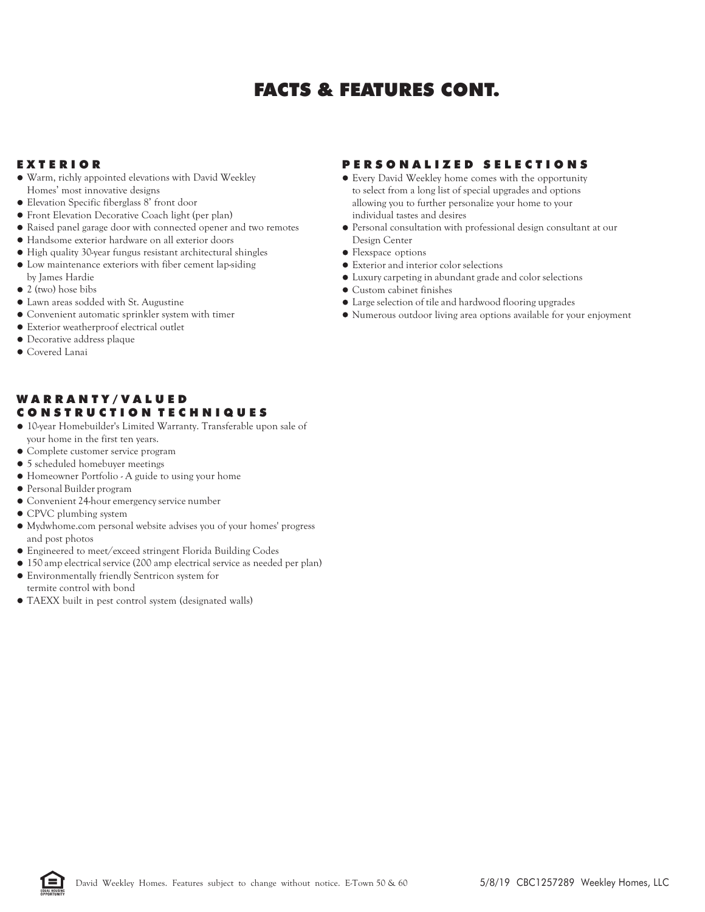# FACTS & FEATURES CONT.

## EXTERIOR

- Warm, richly appointed elevations with David Weekley Homes' most innovative designs
- Elevation Specific fiberglass 8' front door
- Front Elevation Decorative Coach light (per plan)
- Raised panel garage door with connected opener and two remotes
- Handsome exterior hardware on all exterior doors
- High quality 30-year fungus resistant architectural shingles
- Low maintenance exteriors with fiber cement lap-siding by James Hardie
- 2 (two) hose bibs
- Lawn areas sodded with St. Augustine
- Convenient automatic sprinkler system with timer
- Exterior weatherproof electrical outlet
- Decorative address plaque
- Covered Lanai

## WARRANTY/VALUED CONSTRUCTION TECHNIQUES

- 10-year Homebuilder's Limited Warranty. Transferable upon sale of your home in the first ten years.
- Complete customer service program
- 5 scheduled homebuyer meetings
- Homeowner Portfolio - A guide to using your home
- Personal Builder program
- Convenient 24-hour emergency service number
- CPVC plumbing system
- Mydwhome.com personal website advises you of your homes' progress and post photos
- Engineered to meet/exceed stringent Florida Building Codes
- 150 amp electrical service (200 amp electrical service as needed per plan)
- Environmentally friendly Sentricon system for termite control with bond
- TAEXX built in pest control system (designated walls)

## PERSONALIZED SELECTIONS

- Every David Weekley home comes with the opportunity to select from a long list of special upgrades and options allowing you to further personalize your home to your individual tastes and desires
- Personal consultation with professional design consultant at our Design Center
- Flexspace options
- Exterior and interior color selections
- Luxury carpeting in abundant grade and color selections
- Custom cabinet finishes
- Large selection of tile and hardwood flooring upgrades
- Numerous outdoor living area options available for your enjoyment

David Weekley Homes. Features subject to change without notice. E-Town 50 & 60

5/8/19 CBC1257289 Weekley Homes, LLC